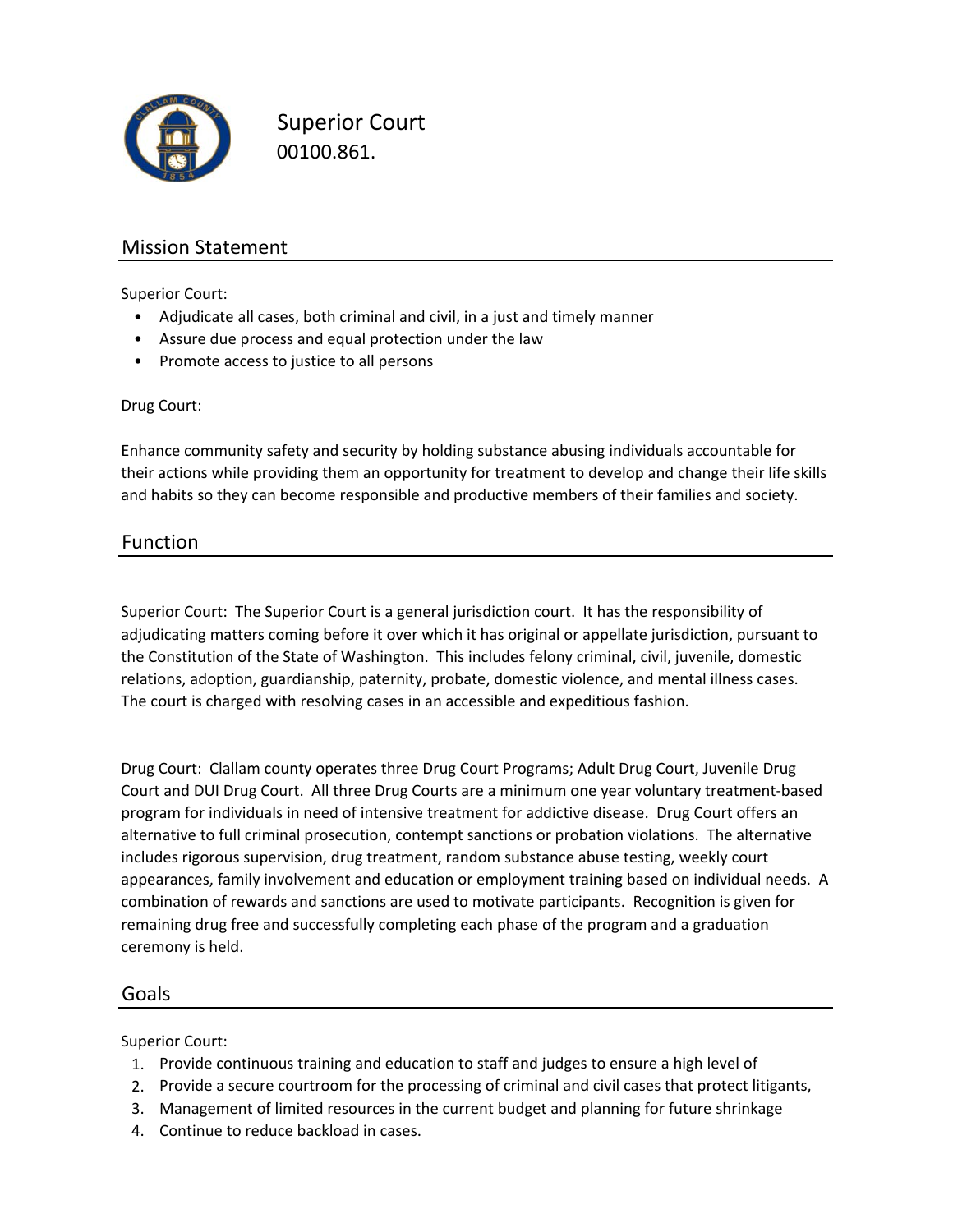# Superior Court

00100.861.

## Mission Statement

Superior Court:

- Adjudicate all cases, both criminal and civil, in a just and timely manner
- Assure due process and equal protection under the law
- Promote access to justice to all persons

Drug Court:

Enhance community safety and security by holding substance abusing individuals accountable for their actions while providing them an opportunity for treatment to develop and change their life skills and habits so they can become responsible and productive members of their families and society.

## Function

Superior Court: The Superior Court is a general jurisdiction court. It has the responsibility of adjudicating matters coming before it over which it has original or appellate jurisdiction, pursuant to the Constitution of the State of Washington. This includes felony criminal, civil, juvenile, domestic relations, adoption, guardianship, paternity, probate, domestic violence, and mental illness cases. The court is charged with resolving cases in an accessible and expeditious fashion.

Drug Court: Clallam county operates three Drug Court Programs; Adult Drug Court, Juvenile Drug Court and DUI Drug Court. All three Drug Courts are a minimum one year voluntary treatment-based program for individuals in need of intensive treatment for addictive disease. Drug Court offers an alternative to full criminal prosecution, contempt sanctions or probation violations. The alternative includes rigorous supervision, drug treatment, random substance abuse testing, weekly court appearances, family involvement and education or employment training based on individual needs. A combination of rewards and sanctions are used to motivate participants. Recognition is given for remaining drug free and successfully completing each phase of the program and a graduation ceremony is held.

## Goals

Superior Court:

1. Provide continuous training and education to staff and judges to ensure a high level of
2. Provide a secure courtroom for the processing of criminal and civil cases that protect litigants,
3. Management of limited resources in the current budget and planning for future shrinkage
4. Continue to reduce backload in cases.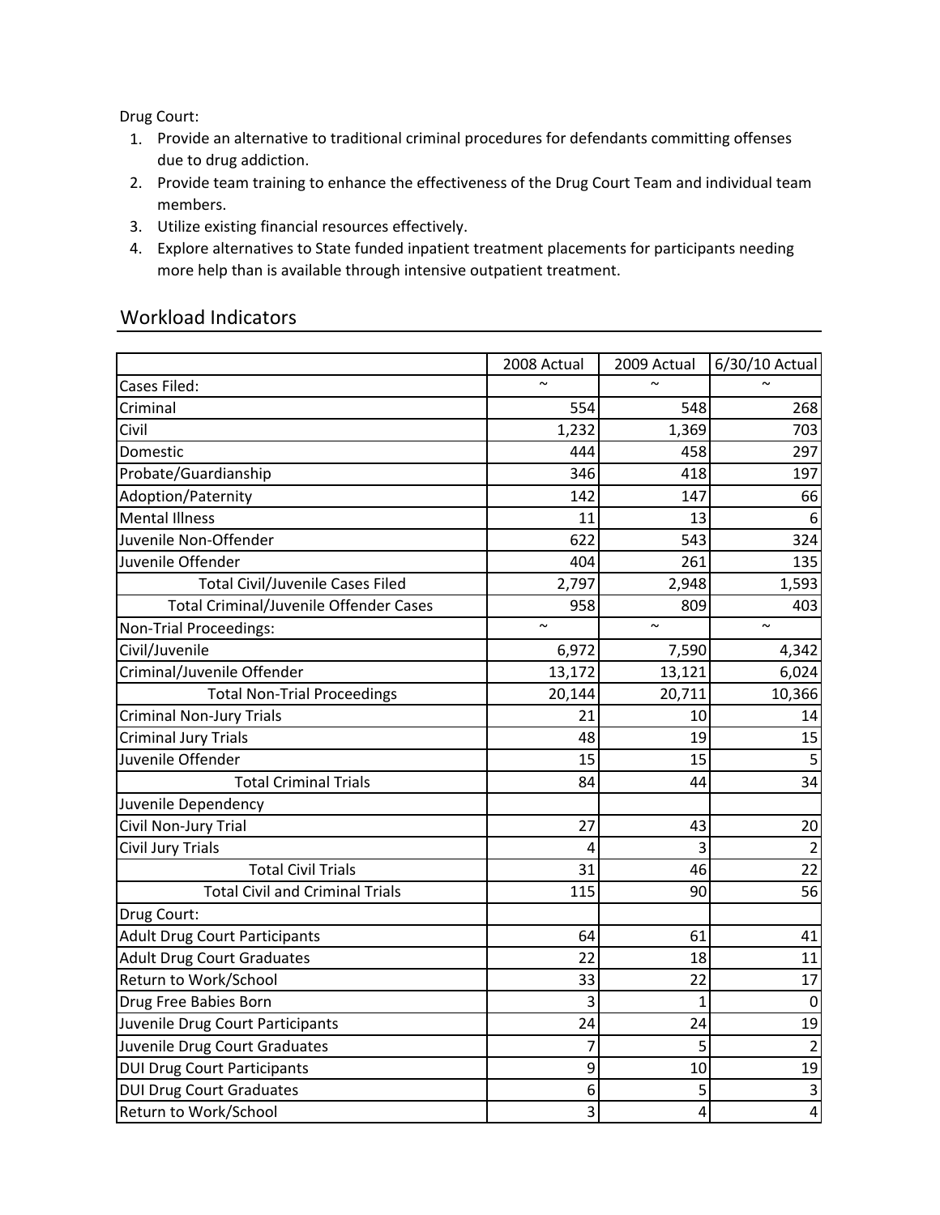Drug Court:

1. Provide an alternative to traditional criminal procedures for defendants committing offenses due to drug addiction.
2. Provide team training to enhance the effectiveness of the Drug Court Team and individual team members.
3. Utilize existing financial resources effectively.
4. Explore alternatives to State funded inpatient treatment placements for participants needing more help than is available through intensive outpatient treatment.

## Workload Indicators

| | 2008 Actual | 2009 Actual | 6/30/10 Actual |
|---|---|---|---|
| Cases Filed: | ~ | ~ | ~ |
| Criminal | 554 | 548 | 268 |
| Civil | 1,232 | 1,369 | 703 |
| Domestic | 444 | 458 | 297 |
| Probate/Guardianship | 346 | 418 | 197 |
| Adoption/Paternity | 142 | 147 | 66 |
| Mental Illness | 11 | 13 | 6 |
| Juvenile Non-Offender | 622 | 543 | 324 |
| Juvenile Offender | 404 | 261 | 135 |
| Total Civil/Juvenile Cases Filed | 2,797 | 2,948 | 1,593 |
| Total Criminal/Juvenile Offender Cases | 958 | 809 | 403 |
| Non-Trial Proceedings: | ~ | ~ | ~ |
| Civil/Juvenile | 6,972 | 7,590 | 4,342 |
| Criminal/Juvenile Offender | 13,172 | 13,121 | 6,024 |
| Total Non-Trial Proceedings | 20,144 | 20,711 | 10,366 |
| Criminal Non-Jury Trials | 21 | 10 | 14 |
| Criminal Jury Trials | 48 | 19 | 15 |
| Juvenile Offender | 15 | 15 | 5 |
| Total Criminal Trials | 84 | 44 | 34 |
| Juvenile Dependency | | | |
| Civil Non-Jury Trial | 27 | 43 | 20 |
| Civil Jury Trials | 4 | 3 | 2 |
| Total Civil Trials | 31 | 46 | 22 |
| Total Civil and Criminal Trials | 115 | 90 | 56 |
| Drug Court: | | | |
| Adult Drug Court Participants | 64 | 61 | 41 |
| Adult Drug Court Graduates | 22 | 18 | 11 |
| Return to Work/School | 33 | 22 | 17 |
| Drug Free Babies Born | 3 | 1 | 0 |
| Juvenile Drug Court Participants | 24 | 24 | 19 |
| Juvenile Drug Court Graduates | 7 | 5 | 2 |
| DUI Drug Court Participants | 9 | 10 | 19 |
| DUI Drug Court Graduates | 6 | 5 | 3 |
| Return to Work/School | 3 | 4 | 4 |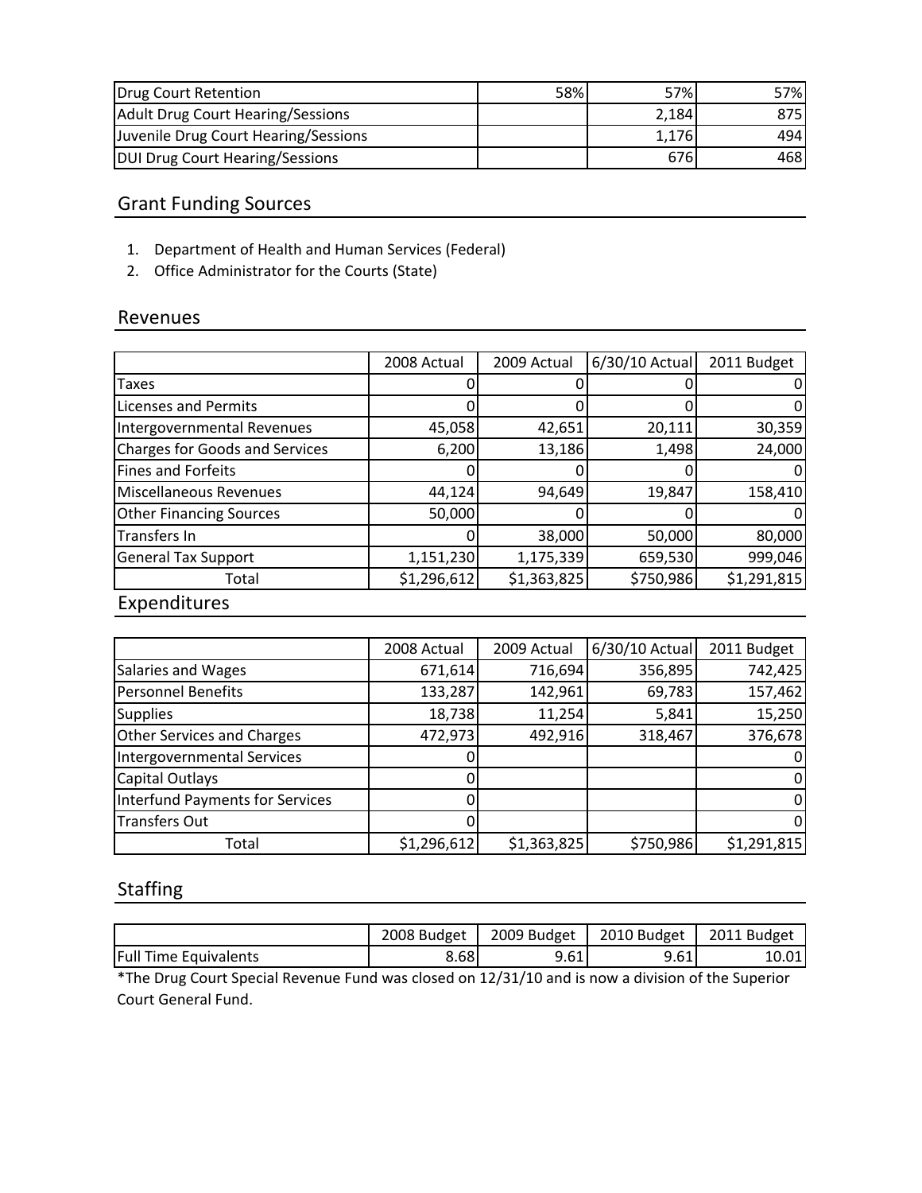| | | | |
|---|---|---|---|
| Drug Court Retention | 58% | 57% | 57% |
| Adult Drug Court Hearing/Sessions | | 2,184 | 875 |
| Juvenile Drug Court Hearing/Sessions | | 1,176 | 494 |
| DUI Drug Court Hearing/Sessions | | 676 | 468 |

## Grant Funding Sources

1. Department of Health and Human Services (Federal)
2. Office Administrator for the Courts (State)

## Revenues

| | 2008 Actual | 2009 Actual | 6/30/10 Actual | 2011 Budget |
|---|---|---|---|---|
| Taxes | 0 | 0 | 0 | 0 |
| Licenses and Permits | 0 | 0 | 0 | 0 |
| Intergovernmental Revenues | 45,058 | 42,651 | 20,111 | 30,359 |
| Charges for Goods and Services | 6,200 | 13,186 | 1,498 | 24,000 |
| Fines and Forfeits | 0 | 0 | 0 | 0 |
| Miscellaneous Revenues | 44,124 | 94,649 | 19,847 | 158,410 |
| Other Financing Sources | 50,000 | 0 | 0 | 0 |
| Transfers In | 0 | 38,000 | 50,000 | 80,000 |
| General Tax Support | 1,151,230 | 1,175,339 | 659,530 | 999,046 |
| Total | $1,296,612 | $1,363,825 | $750,986 | $1,291,815 |

## Expenditures

| | 2008 Actual | 2009 Actual | 6/30/10 Actual | 2011 Budget |
|---|---|---|---|---|
| Salaries and Wages | 671,614 | 716,694 | 356,895 | 742,425 |
| Personnel Benefits | 133,287 | 142,961 | 69,783 | 157,462 |
| Supplies | 18,738 | 11,254 | 5,841 | 15,250 |
| Other Services and Charges | 472,973 | 492,916 | 318,467 | 376,678 |
| Intergovernmental Services | 0 | | | 0 |
| Capital Outlays | 0 | | | 0 |
| Interfund Payments for Services | 0 | | | 0 |
| Transfers Out | 0 | | | 0 |
| Total | $1,296,612 | $1,363,825 | $750,986 | $1,291,815 |

## Staffing

| | 2008 Budget | 2009 Budget | 2010 Budget | 2011 Budget |
|---|---|---|---|---|
| Full Time Equivalents | 8.68 | 9.61 | 9.61 | 10.01 |

*The Drug Court Special Revenue Fund was closed on 12/31/10 and is now a division of the Superior Court General Fund.